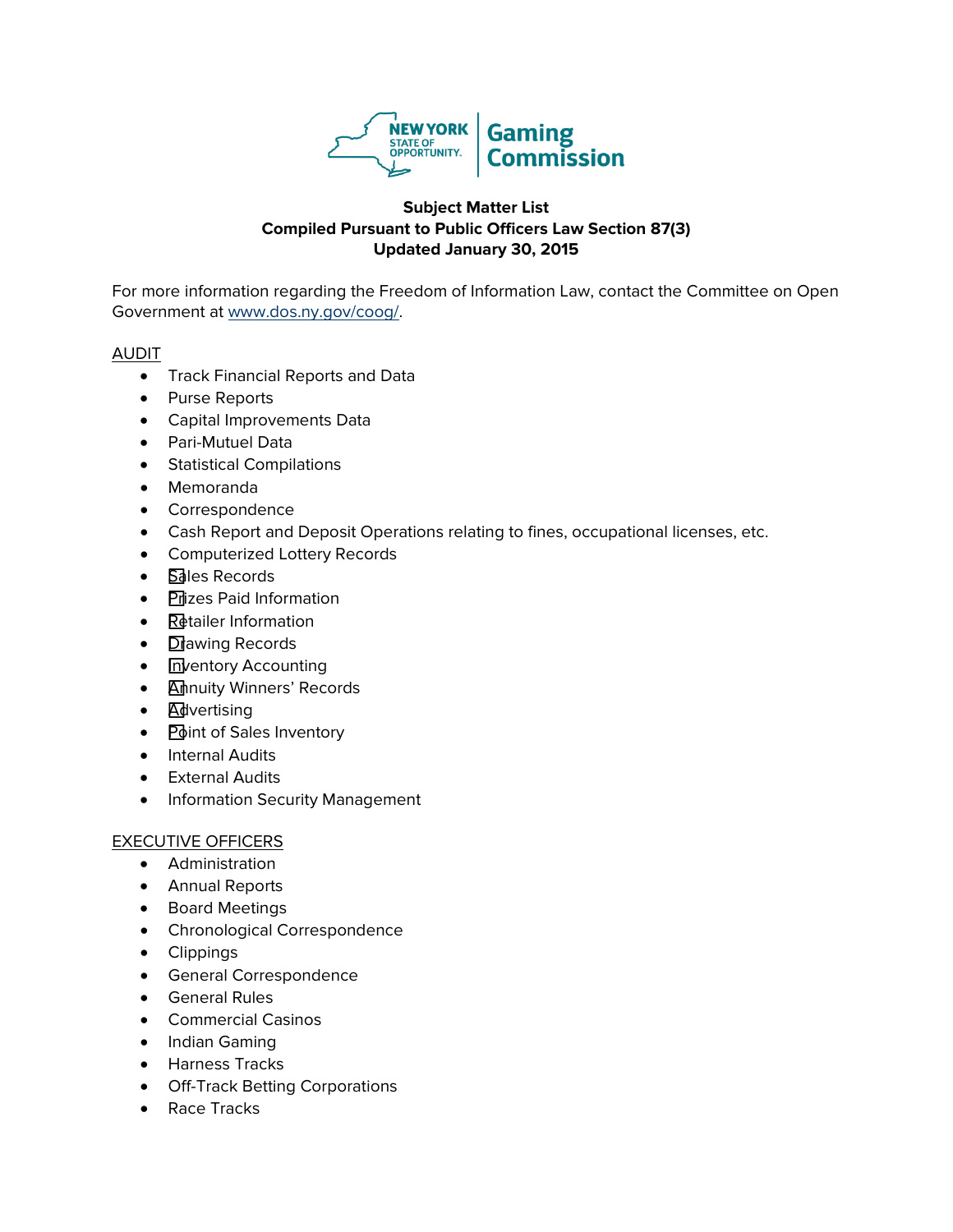**Subject Matter List**
**Compiled Pursuant to Public Officers Law Section 87(3)**
**Updated January 30, 2015**

For more information regarding the Freedom of Information Law, contact the Committee on Open Government at www.dos.ny.gov/coog/.

AUDIT

- Track Financial Reports and Data
- Purse Reports
- Capital Improvements Data
- Pari-Mutuel Data
- Statistical Compilations
- Memoranda
- Correspondence
- Cash Report and Deposit Operations relating to fines, occupational licenses, etc.
- Computerized Lottery Records
- Sales Records
- Prizes Paid Information
- Retailer Information
- Drawing Records
- Inventory Accounting
- Annuity Winners' Records
- Advertising
- Point of Sales Inventory
- Internal Audits
- External Audits
- Information Security Management

EXECUTIVE OFFICERS

- Administration
- Annual Reports
- Board Meetings
- Chronological Correspondence
- Clippings
- General Correspondence
- General Rules
- Commercial Casinos
- Indian Gaming
- Harness Tracks
- Off-Track Betting Corporations
- Race Tracks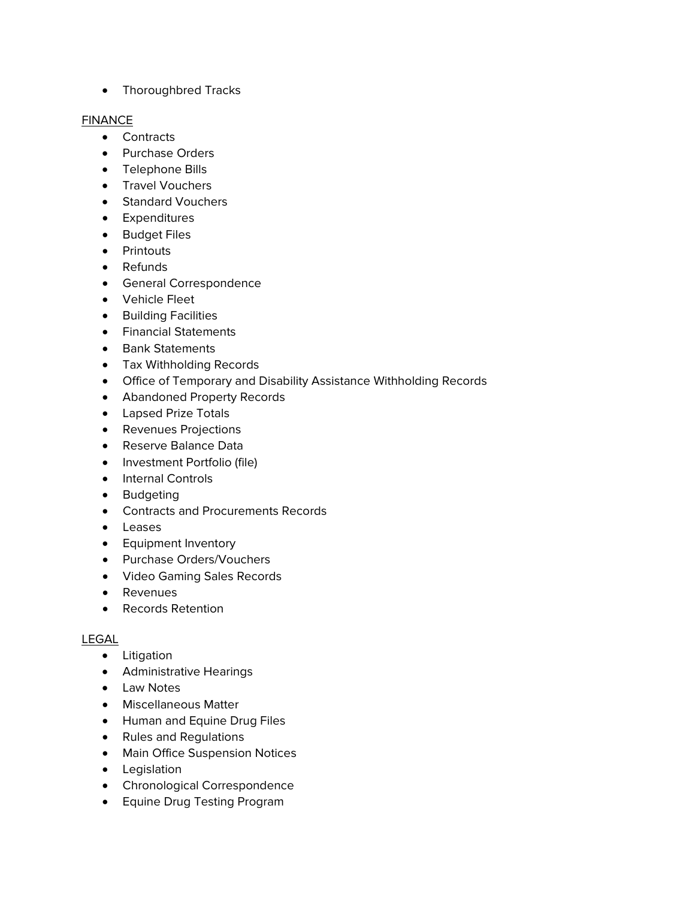- Thoroughbred Tracks

FINANCE

- Contracts
- Purchase Orders
- Telephone Bills
- Travel Vouchers
- Standard Vouchers
- Expenditures
- Budget Files
- Printouts
- Refunds
- General Correspondence
- Vehicle Fleet
- Building Facilities
- Financial Statements
- Bank Statements
- Tax Withholding Records
- Office of Temporary and Disability Assistance Withholding Records
- Abandoned Property Records
- Lapsed Prize Totals
- Revenues Projections
- Reserve Balance Data
- Investment Portfolio (file)
- Internal Controls
- Budgeting
- Contracts and Procurements Records
- Leases
- Equipment Inventory
- Purchase Orders/Vouchers
- Video Gaming Sales Records
- Revenues
- Records Retention

LEGAL

- Litigation
- Administrative Hearings
- Law Notes
- Miscellaneous Matter
- Human and Equine Drug Files
- Rules and Regulations
- Main Office Suspension Notices
- Legislation
- Chronological Correspondence
- Equine Drug Testing Program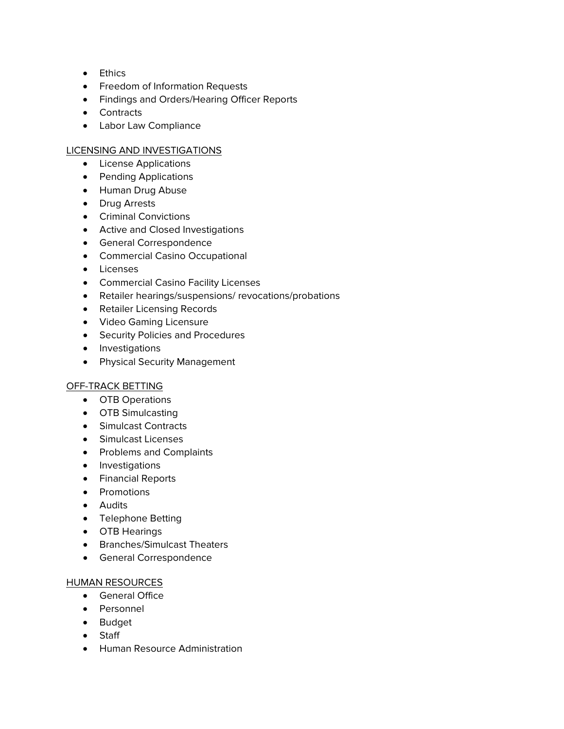- Ethics
- Freedom of Information Requests
- Findings and Orders/Hearing Officer Reports
- Contracts
- Labor Law Compliance

<u>LICENSING AND INVESTIGATIONS</u>

- License Applications
- Pending Applications
- Human Drug Abuse
- Drug Arrests
- Criminal Convictions
- Active and Closed Investigations
- General Correspondence
- Commercial Casino Occupational
- Licenses
- Commercial Casino Facility Licenses
- Retailer hearings/suspensions/ revocations/probations
- Retailer Licensing Records
- Video Gaming Licensure
- Security Policies and Procedures
- Investigations
- Physical Security Management

<u>OFF-TRACK BETTING</u>

- OTB Operations
- OTB Simulcasting
- Simulcast Contracts
- Simulcast Licenses
- Problems and Complaints
- Investigations
- Financial Reports
- Promotions
- Audits
- Telephone Betting
- OTB Hearings
- Branches/Simulcast Theaters
- General Correspondence

<u>HUMAN RESOURCES</u>

- General Office
- Personnel
- Budget
- Staff
- Human Resource Administration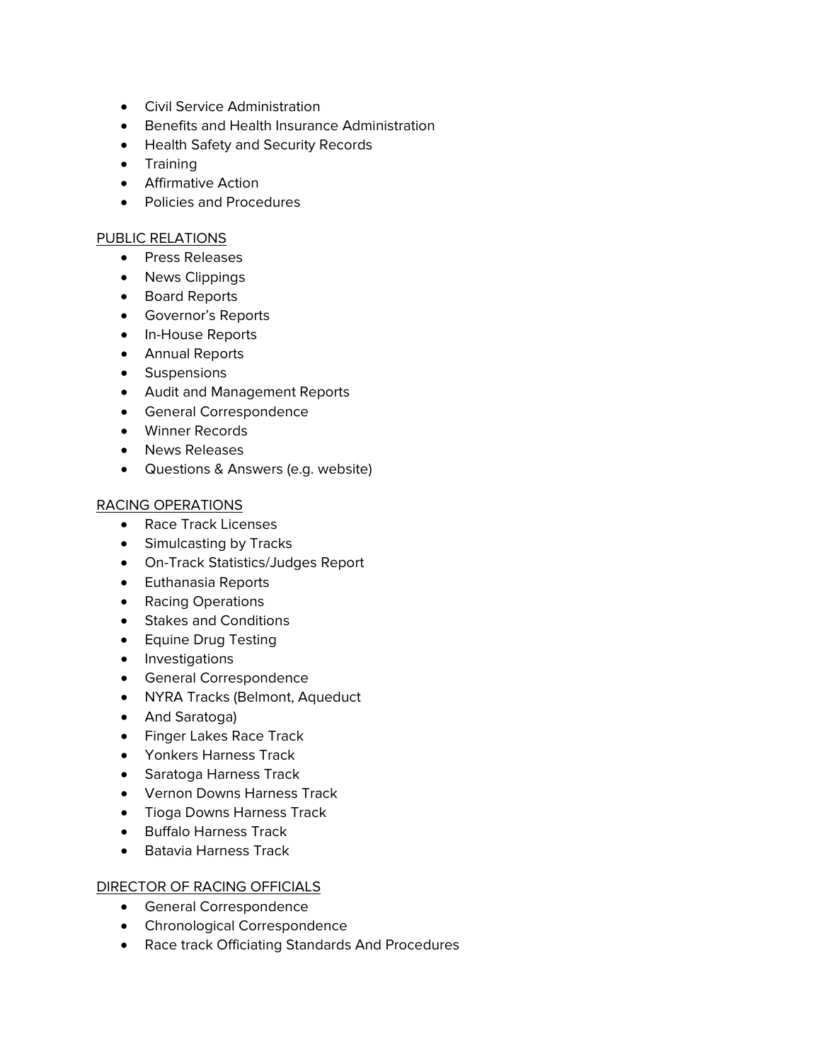- Civil Service Administration
- Benefits and Health Insurance Administration
- Health Safety and Security Records
- Training
- Affirmative Action
- Policies and Procedures

PUBLIC RELATIONS

- Press Releases
- News Clippings
- Board Reports
- Governor's Reports
- In-House Reports
- Annual Reports
- Suspensions
- Audit and Management Reports
- General Correspondence
- Winner Records
- News Releases
- Questions & Answers (e.g. website)

RACING OPERATIONS

- Race Track Licenses
- Simulcasting by Tracks
- On-Track Statistics/Judges Report
- Euthanasia Reports
- Racing Operations
- Stakes and Conditions
- Equine Drug Testing
- Investigations
- General Correspondence
- NYRA Tracks (Belmont, Aqueduct
- And Saratoga)
- Finger Lakes Race Track
- Yonkers Harness Track
- Saratoga Harness Track
- Vernon Downs Harness Track
- Tioga Downs Harness Track
- Buffalo Harness Track
- Batavia Harness Track

DIRECTOR OF RACING OFFICIALS

- General Correspondence
- Chronological Correspondence
- Race track Officiating Standards And Procedures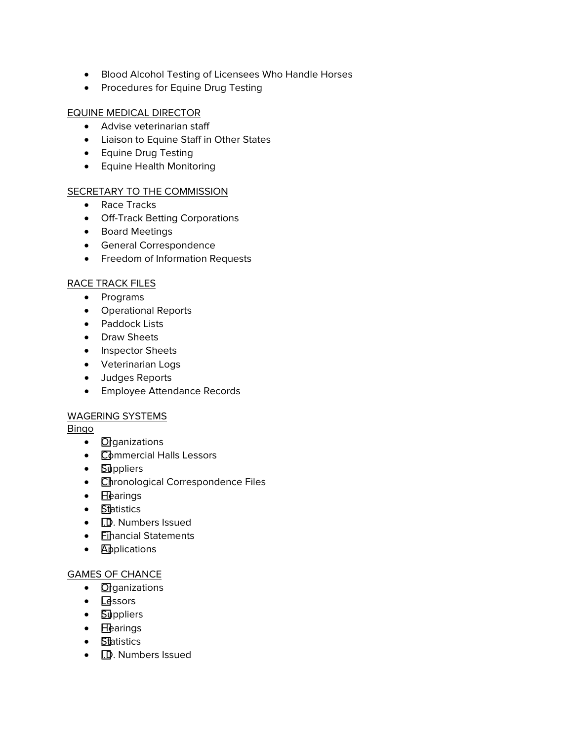- Blood Alcohol Testing of Licensees Who Handle Horses
- Procedures for Equine Drug Testing

EQUINE MEDICAL DIRECTOR

- Advise veterinarian staff
- Liaison to Equine Staff in Other States
- Equine Drug Testing
- Equine Health Monitoring

SECRETARY TO THE COMMISSION

- Race Tracks
- Off-Track Betting Corporations
- Board Meetings
- General Correspondence
- Freedom of Information Requests

RACE TRACK FILES

- Programs
- Operational Reports
- Paddock Lists
- Draw Sheets
- Inspector Sheets
- Veterinarian Logs
- Judges Reports
- Employee Attendance Records

WAGERING SYSTEMS

Bingo

- Organizations
- Commercial Halls Lessors
- Suppliers
- Chronological Correspondence Files
- Hearings
- Statistics
- I.D. Numbers Issued
- Financial Statements
- Applications

GAMES OF CHANCE

- Organizations
- Lessors
- Suppliers
- Hearings
- Statistics
- I.D. Numbers Issued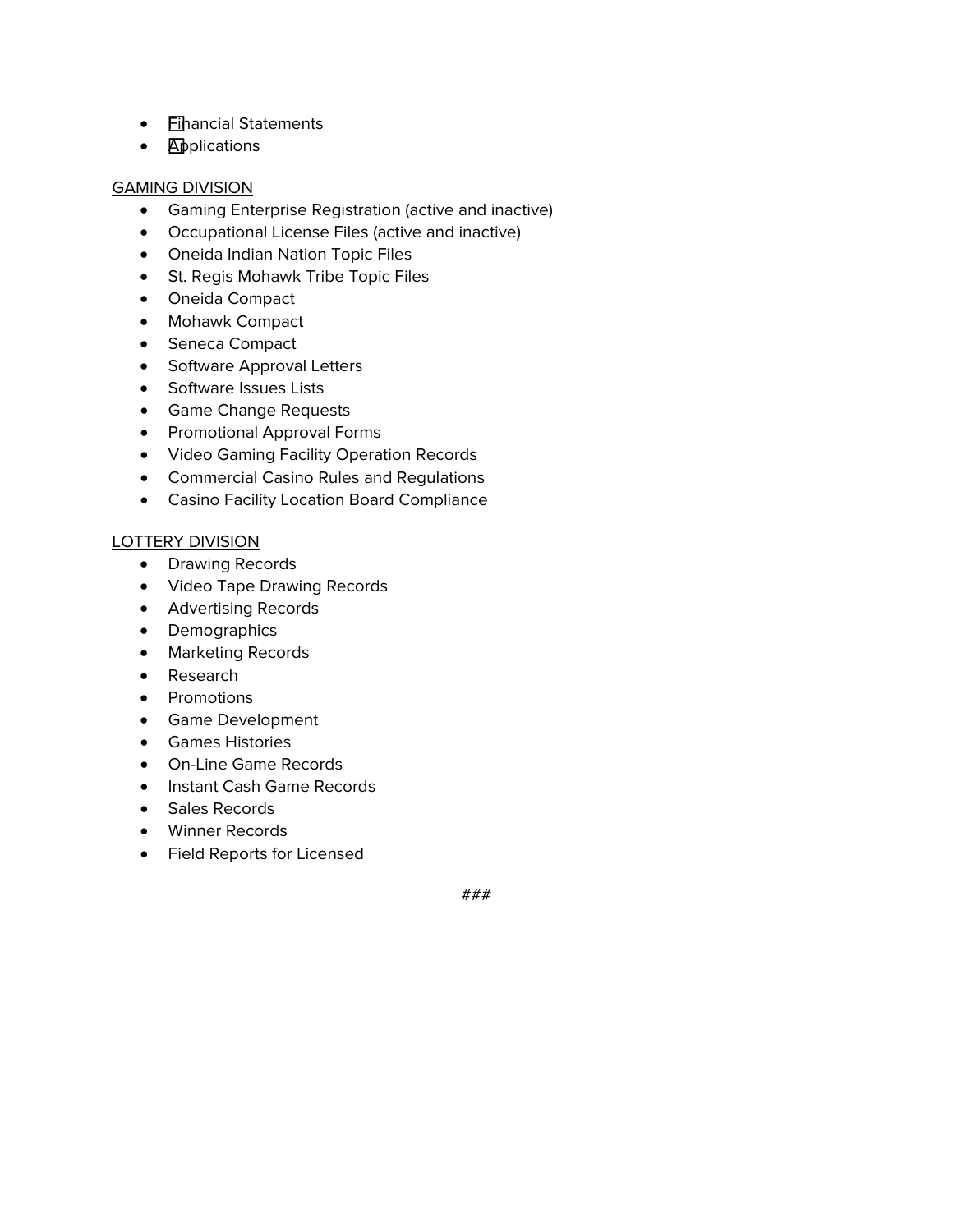- Financial Statements
- Applications

<u>GAMING DIVISION</u>

- Gaming Enterprise Registration (active and inactive)
- Occupational License Files (active and inactive)
- Oneida Indian Nation Topic Files
- St. Regis Mohawk Tribe Topic Files
- Oneida Compact
- Mohawk Compact
- Seneca Compact
- Software Approval Letters
- Software Issues Lists
- Game Change Requests
- Promotional Approval Forms
- Video Gaming Facility Operation Records
- Commercial Casino Rules and Regulations
- Casino Facility Location Board Compliance

<u>LOTTERY DIVISION</u>

- Drawing Records
- Video Tape Drawing Records
- Advertising Records
- Demographics
- Marketing Records
- Research
- Promotions
- Game Development
- Games Histories
- On-Line Game Records
- Instant Cash Game Records
- Sales Records
- Winner Records
- Field Reports for Licensed

###